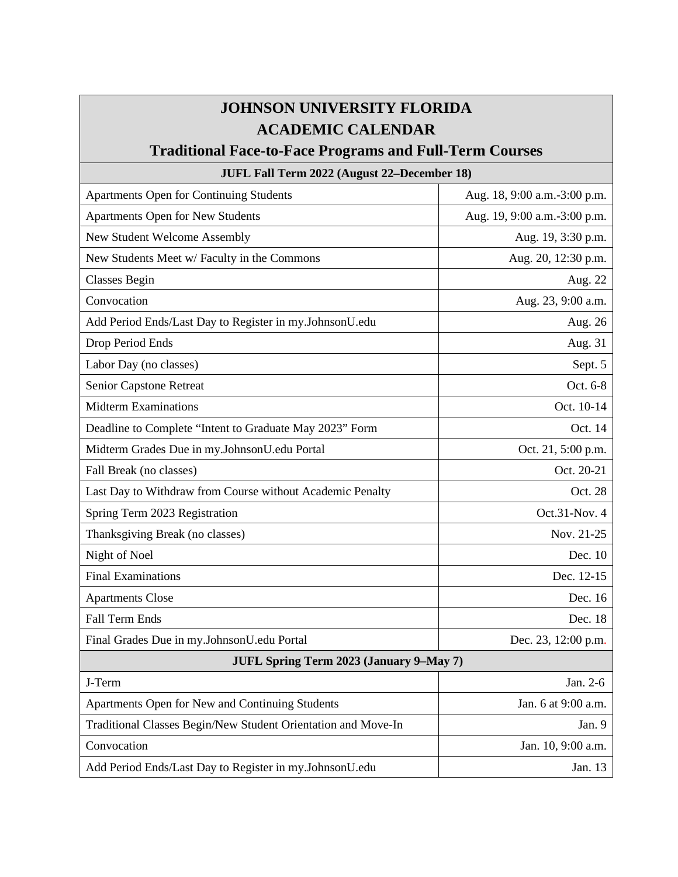# JOHNSON UNIVERSITY FLORIDA
# ACADEMIC CALENDAR
## Traditional Face-to-Face Programs and Full-Term Courses

| JUFL Fall Term 2022 (August 22–December 18) | |
|---|---|
| Apartments Open for Continuing Students | Aug. 18, 9:00 a.m.-3:00 p.m. |
| Apartments Open for New Students | Aug. 19, 9:00 a.m.-3:00 p.m. |
| New Student Welcome Assembly | Aug. 19, 3:30 p.m. |
| New Students Meet w/ Faculty in the Commons | Aug. 20, 12:30 p.m. |
| Classes Begin | Aug. 22 |
| Convocation | Aug. 23, 9:00 a.m. |
| Add Period Ends/Last Day to Register in my.JohnsonU.edu | Aug. 26 |
| Drop Period Ends | Aug. 31 |
| Labor Day (no classes) | Sept. 5 |
| Senior Capstone Retreat | Oct. 6-8 |
| Midterm Examinations | Oct. 10-14 |
| Deadline to Complete “Intent to Graduate May 2023” Form | Oct. 14 |
| Midterm Grades Due in my.JohnsonU.edu Portal | Oct. 21, 5:00 p.m. |
| Fall Break (no classes) | Oct. 20-21 |
| Last Day to Withdraw from Course without Academic Penalty | Oct. 28 |
| Spring Term 2023 Registration | Oct.31-Nov. 4 |
| Thanksgiving Break (no classes) | Nov. 21-25 |
| Night of Noel | Dec. 10 |
| Final Examinations | Dec. 12-15 |
| Apartments Close | Dec. 16 |
| Fall Term Ends | Dec. 18 |
| Final Grades Due in my.JohnsonU.edu Portal | Dec. 23, 12:00 p.m. |
| **JUFL Spring Term 2023 (January 9–May 7)** | |
| J-Term | Jan. 2-6 |
| Apartments Open for New and Continuing Students | Jan. 6 at 9:00 a.m. |
| Traditional Classes Begin/New Student Orientation and Move-In | Jan. 9 |
| Convocation | Jan. 10, 9:00 a.m. |
| Add Period Ends/Last Day to Register in my.JohnsonU.edu | Jan. 13 |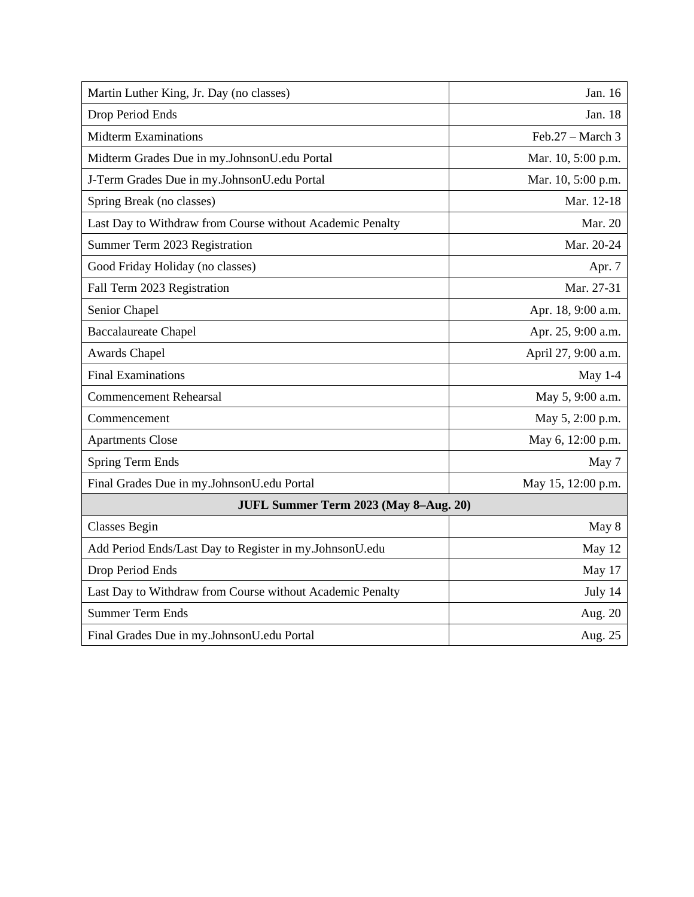| | |
|---|---|
| Martin Luther King, Jr. Day (no classes) | Jan. 16 |
| Drop Period Ends | Jan. 18 |
| Midterm Examinations | Feb.27 – March 3 |
| Midterm Grades Due in my.JohnsonU.edu Portal | Mar. 10, 5:00 p.m. |
| J-Term Grades Due in my.JohnsonU.edu Portal | Mar. 10, 5:00 p.m. |
| Spring Break (no classes) | Mar. 12-18 |
| Last Day to Withdraw from Course without Academic Penalty | Mar. 20 |
| Summer Term 2023 Registration | Mar. 20-24 |
| Good Friday Holiday (no classes) | Apr. 7 |
| Fall Term 2023 Registration | Mar. 27-31 |
| Senior Chapel | Apr. 18, 9:00 a.m. |
| Baccalaureate Chapel | Apr. 25, 9:00 a.m. |
| Awards Chapel | April 27, 9:00 a.m. |
| Final Examinations | May 1-4 |
| Commencement Rehearsal | May 5, 9:00 a.m. |
| Commencement | May 5, 2:00 p.m. |
| Apartments Close | May 6, 12:00 p.m. |
| Spring Term Ends | May 7 |
| Final Grades Due in my.JohnsonU.edu Portal | May 15, 12:00 p.m. |
| **JUFL Summer Term 2023 (May 8–Aug. 20)** | |
| Classes Begin | May 8 |
| Add Period Ends/Last Day to Register in my.JohnsonU.edu | May 12 |
| Drop Period Ends | May 17 |
| Last Day to Withdraw from Course without Academic Penalty | July 14 |
| Summer Term Ends | Aug. 20 |
| Final Grades Due in my.JohnsonU.edu Portal | Aug. 25 |